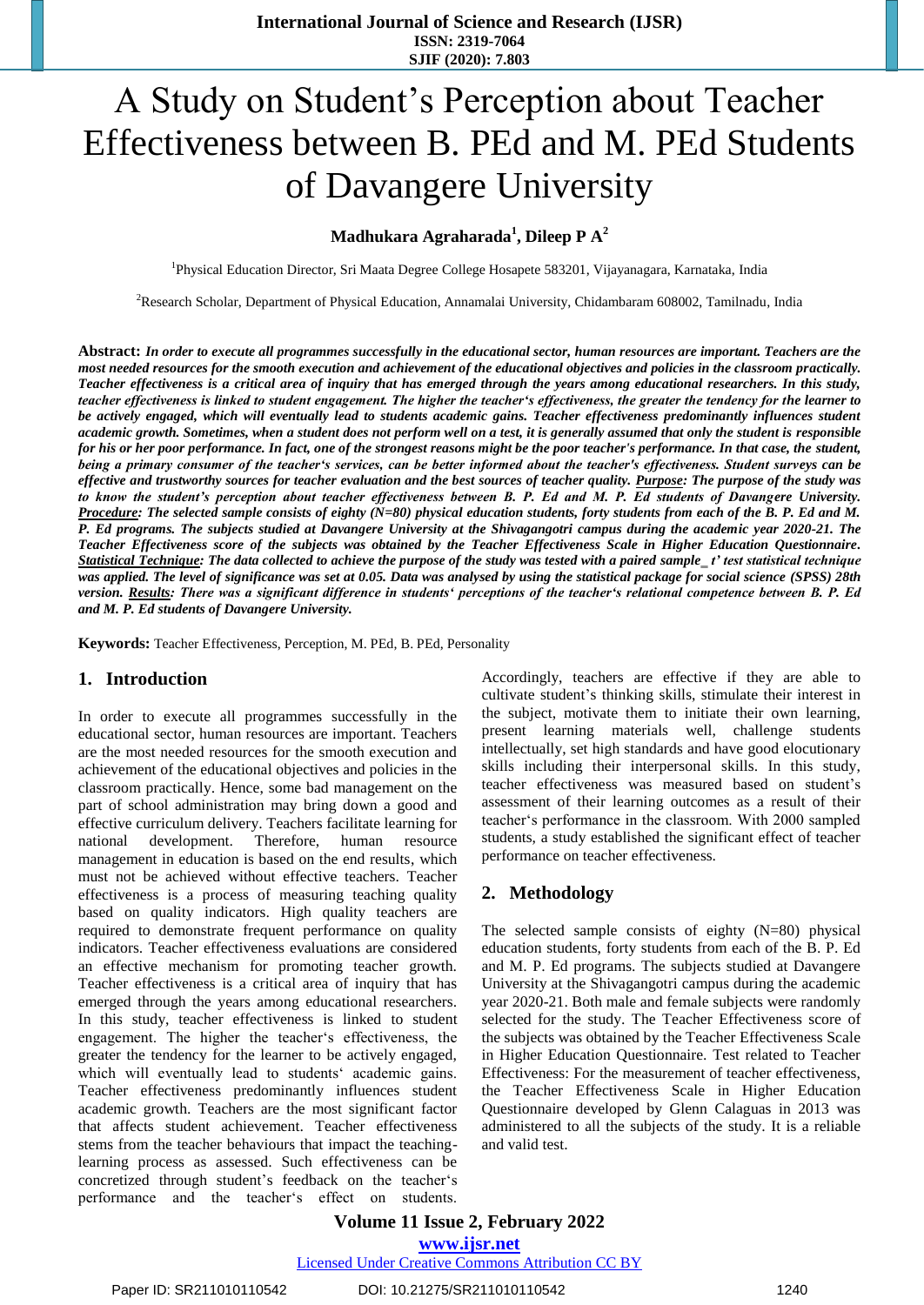# A Study on Student's Perception about Teacher Effectiveness between B. PEd and M. PEd Students of Davangere University

**Madhukara Agraharada[1], Dileep P A[2]**

[1]Physical Education Director, Sri Maata Degree College Hosapete 583201, Vijayanagara, Karnataka, India

[2]Research Scholar, Department of Physical Education, Annamalai University, Chidambaram 608002, Tamilnadu, India

**Abstract:** ***In order to execute all programmes successfully in the educational sector, human resources are important. Teachers are the most needed resources for the smooth execution and achievement of the educational objectives and policies in the classroom practically. Teacher effectiveness is a critical area of inquiry that has emerged through the years among educational researchers. In this study, teacher effectiveness is linked to student engagement. The higher the teacher's effectiveness, the greater the tendency for the learner to be actively engaged, which will eventually lead to students academic gains. Teacher effectiveness predominantly influences student academic growth. Sometimes, when a student does not perform well on a test, it is generally assumed that only the student is responsible for his or her poor performance. In fact, one of the strongest reasons might be the poor teacher's performance. In that case, the student, being a primary consumer of the teacher's services, can be better informed about the teacher's effectiveness. Student surveys can be effective and trustworthy sources for teacher evaluation and the best sources of teacher quality. <u>Purpose</u>: The purpose of the study was to know the student's perception about teacher effectiveness between B. P. Ed and M. P. Ed students of Davangere University. <u>Procedure</u>: The selected sample consists of eighty (N=80) physical education students, forty students from each of the B. P. Ed and M. P. Ed programs. The subjects studied at Davangere University at the Shivagangotri campus during the academic year 2020-21. The Teacher Effectiveness score of the subjects was obtained by the Teacher Effectiveness Scale in Higher Education Questionnaire. <u>Statistical Technique</u>: The data collected to achieve the purpose of the study was tested with a paired sample_ t' test statistical technique was applied. The level of significance was set at 0.05. Data was analysed by using the statistical package for social science (SPSS) 28th version. <u>Results</u>: There was a significant difference in students' perceptions of the teacher's relational competence between B. P. Ed and M. P. Ed students of Davangere University.***

**Keywords:** Teacher Effectiveness, Perception, M. PEd, B. PEd, Personality

## 1. Introduction

In order to execute all programmes successfully in the educational sector, human resources are important. Teachers are the most needed resources for the smooth execution and achievement of the educational objectives and policies in the classroom practically. Hence, some bad management on the part of school administration may bring down a good and effective curriculum delivery. Teachers facilitate learning for national development. Therefore, human resource management in education is based on the end results, which must not be achieved without effective teachers. Teacher effectiveness is a process of measuring teaching quality based on quality indicators. High quality teachers are required to demonstrate frequent performance on quality indicators. Teacher effectiveness evaluations are considered an effective mechanism for promoting teacher growth. Teacher effectiveness is a critical area of inquiry that has emerged through the years among educational researchers. In this study, teacher effectiveness is linked to student engagement. The higher the teacher's effectiveness, the greater the tendency for the learner to be actively engaged, which will eventually lead to students' academic gains. Teacher effectiveness predominantly influences student academic growth. Teachers are the most significant factor that affects student achievement. Teacher effectiveness stems from the teacher behaviours that impact the teaching-learning process as assessed. Such effectiveness can be concretized through student's feedback on the teacher's performance and the teacher's effect on students. Accordingly, teachers are effective if they are able to cultivate student's thinking skills, stimulate their interest in the subject, motivate them to initiate their own learning, present learning materials well, challenge students intellectually, set high standards and have good elocutionary skills including their interpersonal skills. In this study, teacher effectiveness was measured based on student's assessment of their learning outcomes as a result of their teacher's performance in the classroom. With 2000 sampled students, a study established the significant effect of teacher performance on teacher effectiveness.

## 2. Methodology

The selected sample consists of eighty (N=80) physical education students, forty students from each of the B. P. Ed and M. P. Ed programs. The subjects studied at Davangere University at the Shivagangotri campus during the academic year 2020-21. Both male and female subjects were randomly selected for the study. The Teacher Effectiveness score of the subjects was obtained by the Teacher Effectiveness Scale in Higher Education Questionnaire. Test related to Teacher Effectiveness: For the measurement of teacher effectiveness, the Teacher Effectiveness Scale in Higher Education Questionnaire developed by Glenn Calaguas in 2013 was administered to all the subjects of the study. It is a reliable and valid test.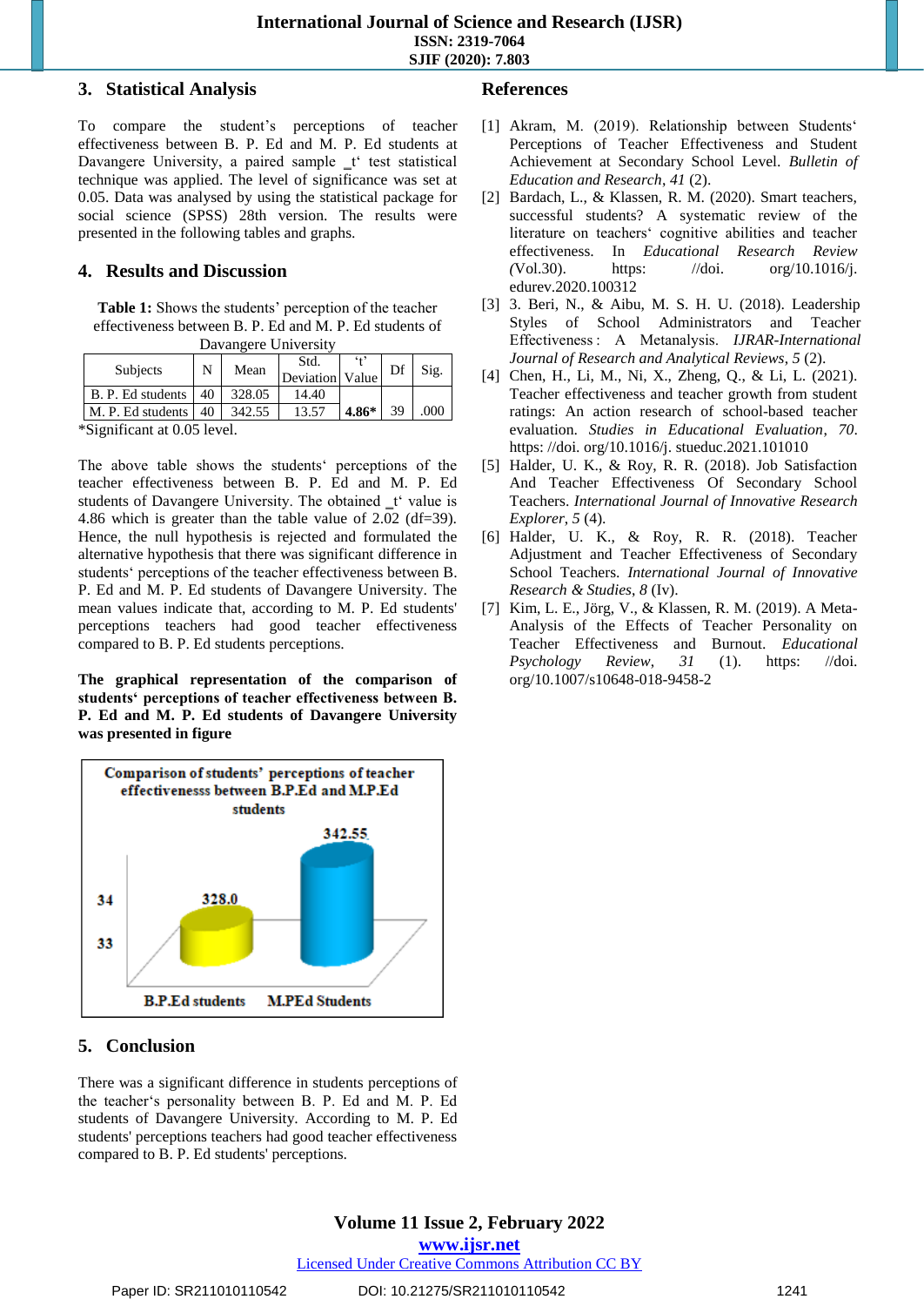## 3. Statistical Analysis

To compare the student's perceptions of teacher effectiveness between B. P. Ed and M. P. Ed students at Davangere University, a paired sample ‗t' test statistical technique was applied. The level of significance was set at 0.05. Data was analysed by using the statistical package for social science (SPSS) 28th version. The results were presented in the following tables and graphs.

## 4. Results and Discussion

**Table 1:** Shows the students' perception of the teacher effectiveness between B. P. Ed and M. P. Ed students of Davangere University

| Subjects | N | Mean | Std. Deviation | 't' Value | Df | Sig. |
|---|---|---|---|---|---|---|
| B. P. Ed students | 40 | 328.05 | 14.40 | | | |
| M. P. Ed students | 40 | 342.55 | 13.57 | **4.86*** | 39 | .000 |

*Significant at 0.05 level.

The above table shows the students' perceptions of the teacher effectiveness between B. P. Ed and M. P. Ed students of Davangere University. The obtained ‗t' value is 4.86 which is greater than the table value of 2.02 (df=39). Hence, the null hypothesis is rejected and formulated the alternative hypothesis that there was significant difference in students' perceptions of the teacher effectiveness between B. P. Ed and M. P. Ed students of Davangere University. The mean values indicate that, according to M. P. Ed students' perceptions teachers had good teacher effectiveness compared to B. P. Ed students perceptions.

**The graphical representation of the comparison of students' perceptions of teacher effectiveness between B. P. Ed and M. P. Ed students of Davangere University was presented in figure**

Comparison of students' perceptions of teacher effectivenesss between B.P.Ed and M.P.Ed students

342.55

34

328.0

33

B.P.Ed students

M.PEd Students

## 5. Conclusion

There was a significant difference in students perceptions of the teacher's personality between B. P. Ed and M. P. Ed students of Davangere University. According to M. P. Ed students' perceptions teachers had good teacher effectiveness compared to B. P. Ed students' perceptions.

## References

[1] Akram, M. (2019). Relationship between Students' Perceptions of Teacher Effectiveness and Student Achievement at Secondary School Level. *Bulletin of Education and Research*, *41* (2).

[2] Bardach, L., & Klassen, R. M. (2020). Smart teachers, successful students? A systematic review of the literature on teachers' cognitive abilities and teacher effectiveness. In *Educational Research Review* (Vol.30). https: //doi. org/10.1016/j. edurev.2020.100312

[3] 3. Beri, N., & Aibu, M. S. H. U. (2018). Leadership Styles of School Administrators and Teacher Effectiveness : A Metanalysis. *IJRAR-International Journal of Research and Analytical Reviews*, *5* (2).

[4] Chen, H., Li, M., Ni, X., Zheng, Q., & Li, L. (2021). Teacher effectiveness and teacher growth from student ratings: An action research of school-based teacher evaluation. *Studies in Educational Evaluation*, *70*. https: //doi. org/10.1016/j. stueduc.2021.101010

[5] Halder, U. K., & Roy, R. R. (2018). Job Satisfaction And Teacher Effectiveness Of Secondary School Teachers. *International Journal of Innovative Research Explorer*, *5* (4).

[6] Halder, U. K., & Roy, R. R. (2018). Teacher Adjustment and Teacher Effectiveness of Secondary School Teachers. *International Journal of Innovative Research & Studies*, *8* (Iv).

[7] Kim, L. E., Jörg, V., & Klassen, R. M. (2019). A Meta-Analysis of the Effects of Teacher Personality on Teacher Effectiveness and Burnout. *Educational Psychology Review*, *31* (1). https: //doi. org/10.1007/s10648-018-9458-2